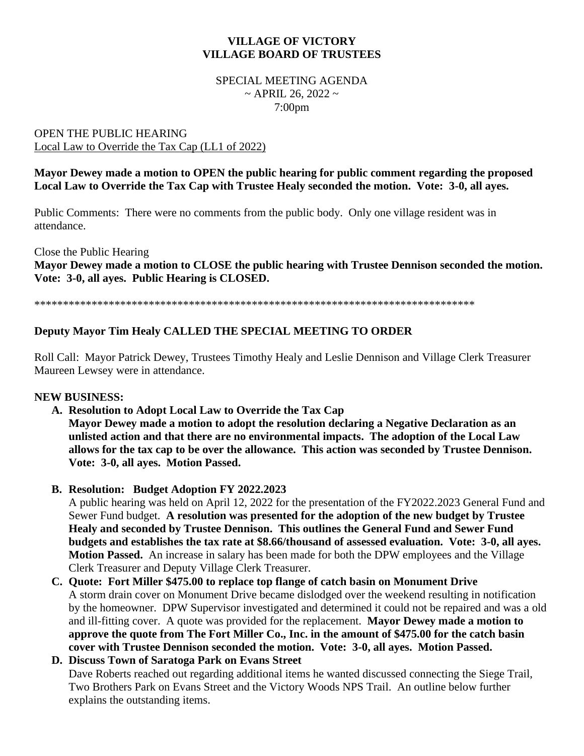**VILLAGE OF VICTORY**
**VILLAGE BOARD OF TRUSTEES**

SPECIAL MEETING AGENDA
~ APRIL 26, 2022 ~
7:00pm

OPEN THE PUBLIC HEARING
Local Law to Override the Tax Cap (LL1 of 2022)

**Mayor Dewey made a motion to OPEN the public hearing for public comment regarding the proposed Local Law to Override the Tax Cap with Trustee Healy seconded the motion. Vote: 3-0, all ayes.**

Public Comments: There were no comments from the public body. Only one village resident was in attendance.

Close the Public Hearing
**Mayor Dewey made a motion to CLOSE the public hearing with Trustee Dennison seconded the motion. Vote: 3-0, all ayes. Public Hearing is CLOSED.**

*******************************************************************************

**Deputy Mayor Tim Healy CALLED THE SPECIAL MEETING TO ORDER**

Roll Call: Mayor Patrick Dewey, Trustees Timothy Healy and Leslie Dennison and Village Clerk Treasurer Maureen Lewsey were in attendance.

**NEW BUSINESS:**

A. **Resolution to Adopt Local Law to Override the Tax Cap**
**Mayor Dewey made a motion to adopt the resolution declaring a Negative Declaration as an unlisted action and that there are no environmental impacts. The adoption of the Local Law allows for the tax cap to be over the allowance. This action was seconded by Trustee Dennison. Vote: 3-0, all ayes. Motion Passed.**

B. **Resolution: Budget Adoption FY 2022.2023**
A public hearing was held on April 12, 2022 for the presentation of the FY2022.2023 General Fund and Sewer Fund budget. **A resolution was presented for the adoption of the new budget by Trustee Healy and seconded by Trustee Dennison. This outlines the General Fund and Sewer Fund budgets and establishes the tax rate at $8.66/thousand of assessed evaluation. Vote: 3-0, all ayes. Motion Passed.** An increase in salary has been made for both the DPW employees and the Village Clerk Treasurer and Deputy Village Clerk Treasurer.

C. **Quote: Fort Miller $475.00 to replace top flange of catch basin on Monument Drive**
A storm drain cover on Monument Drive became dislodged over the weekend resulting in notification by the homeowner. DPW Supervisor investigated and determined it could not be repaired and was a old and ill-fitting cover. A quote was provided for the replacement. **Mayor Dewey made a motion to approve the quote from The Fort Miller Co., Inc. in the amount of $475.00 for the catch basin cover with Trustee Dennison seconded the motion. Vote: 3-0, all ayes. Motion Passed.**

D. **Discuss Town of Saratoga Park on Evans Street**
Dave Roberts reached out regarding additional items he wanted discussed connecting the Siege Trail, Two Brothers Park on Evans Street and the Victory Woods NPS Trail. An outline below further explains the outstanding items.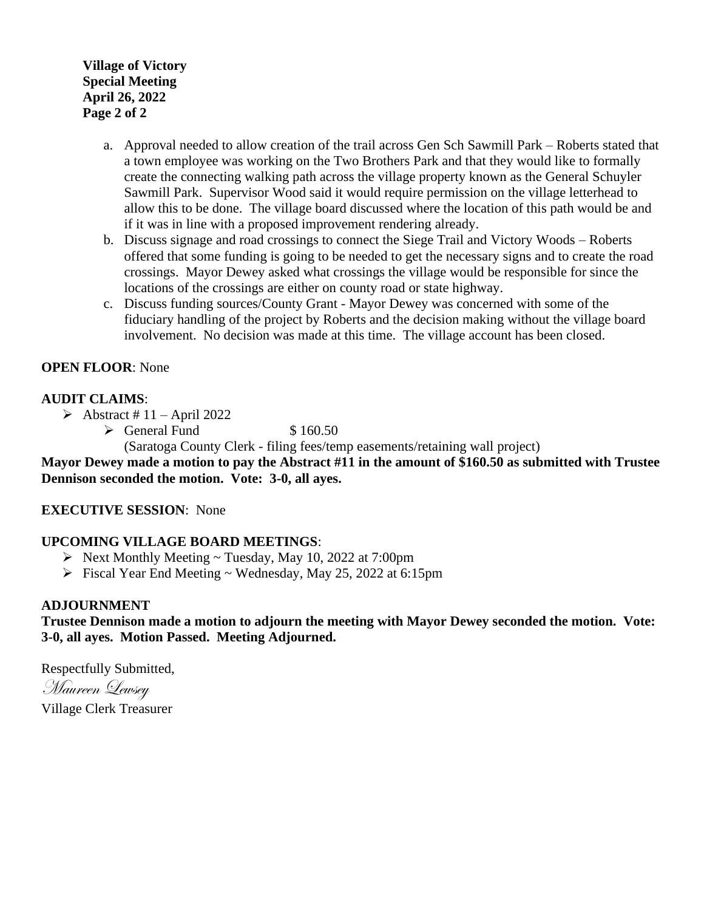a. Approval needed to allow creation of the trail across Gen Sch Sawmill Park – Roberts stated that a town employee was working on the Two Brothers Park and that they would like to formally create the connecting walking path across the village property known as the General Schuyler Sawmill Park. Supervisor Wood said it would require permission on the village letterhead to allow this to be done. The village board discussed where the location of this path would be and if it was in line with a proposed improvement rendering already.

b. Discuss signage and road crossings to connect the Siege Trail and Victory Woods – Roberts offered that some funding is going to be needed to get the necessary signs and to create the road crossings. Mayor Dewey asked what crossings the village would be responsible for since the locations of the crossings are either on county road or state highway.

c. Discuss funding sources/County Grant - Mayor Dewey was concerned with some of the fiduciary handling of the project by Roberts and the decision making without the village board involvement. No decision was made at this time. The village account has been closed.

**OPEN FLOOR**: None

**AUDIT CLAIMS**:

- Abstract # 11 – April 2022
  - General Fund $ 160.50
    (Saratoga County Clerk - filing fees/temp easements/retaining wall project)

**Mayor Dewey made a motion to pay the Abstract #11 in the amount of $160.50 as submitted with Trustee Dennison seconded the motion. Vote: 3-0, all ayes.**

**EXECUTIVE SESSION**: None

**UPCOMING VILLAGE BOARD MEETINGS**:

- Next Monthly Meeting ~ Tuesday, May 10, 2022 at 7:00pm
- Fiscal Year End Meeting ~ Wednesday, May 25, 2022 at 6:15pm

**ADJOURNMENT**

**Trustee Dennison made a motion to adjourn the meeting with Mayor Dewey seconded the motion. Vote: 3-0, all ayes. Motion Passed. Meeting Adjourned.**

Respectfully Submitted,

*Maureen Lewsey*

Village Clerk Treasurer